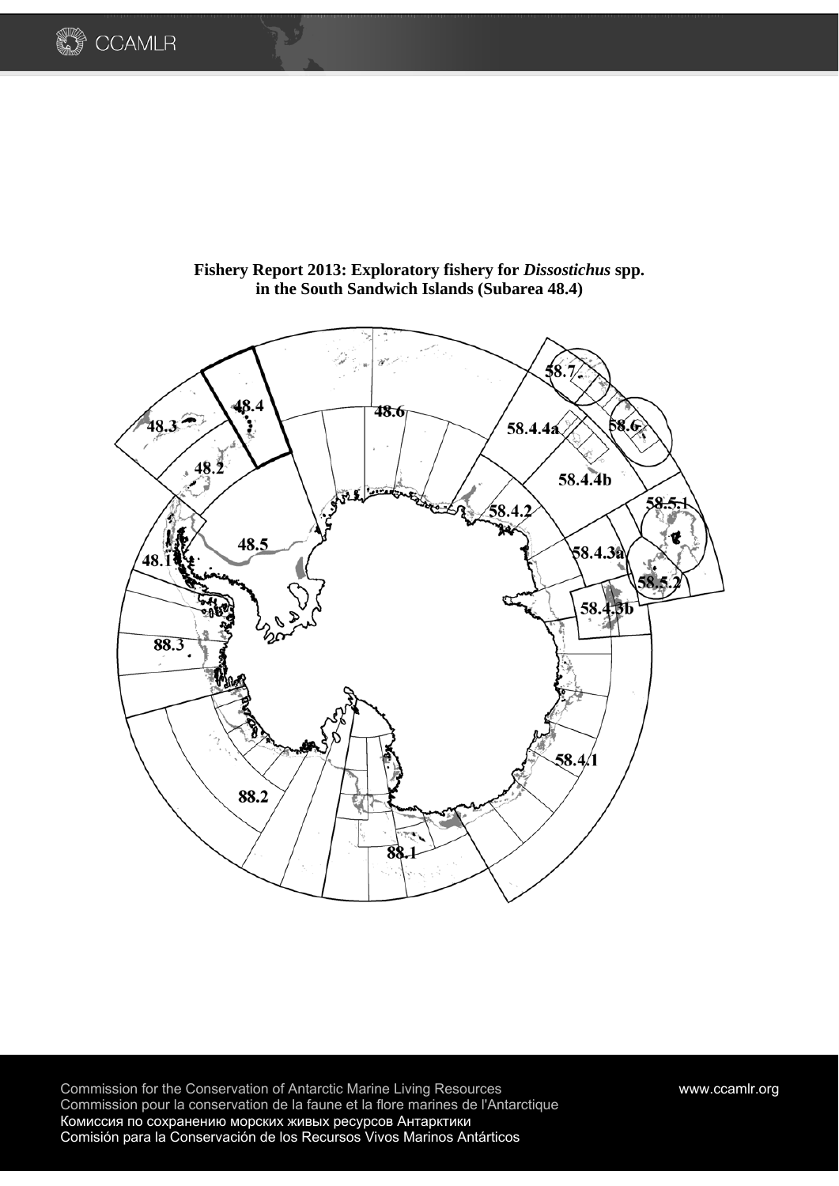# Fishery Report 2013: Exploratory fishery for *Dissostichus* spp. in the South Sandwich Islands (Subarea 48.4)

Commission for the Conservation of Antarctic Marine Living Resources
Commission pour la conservation de la faune et la flore marines de l'Antarctique
Комиссия по сохранению морских живых ресурсов Антарктики
Comisión para la Conservación de los Recursos Vivos Marinos Antárticos

www.ccamlr.org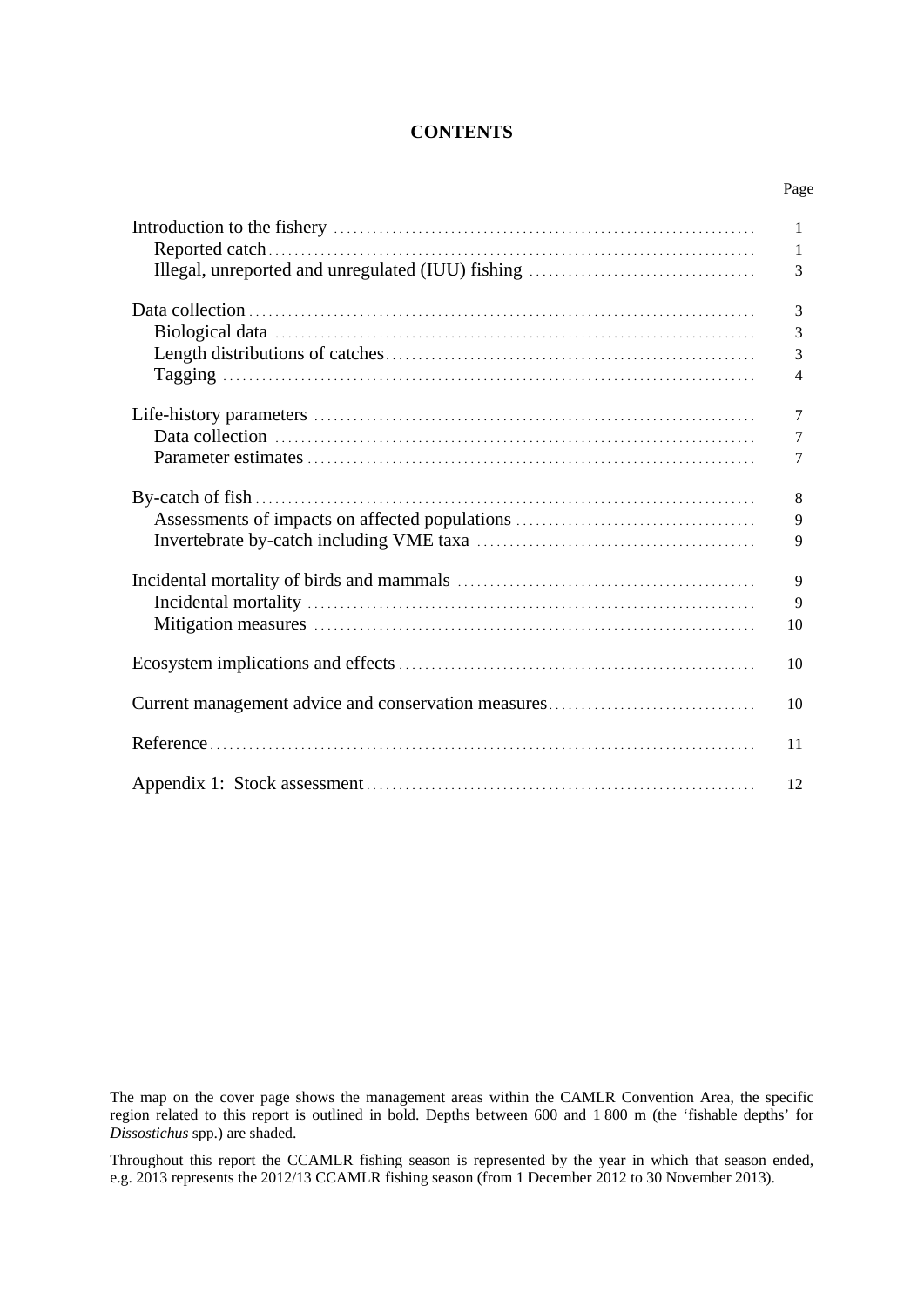**CONTENTS**

| | Page |
|---|---|
| Introduction to the fishery | 1 |
| Reported catch | 1 |
| Illegal, unreported and unregulated (IUU) fishing | 3 |
| Data collection | 3 |
| Biological data | 3 |
| Length distributions of catches | 3 |
| Tagging | 4 |
| Life-history parameters | 7 |
| Data collection | 7 |
| Parameter estimates | 7 |
| By-catch of fish | 8 |
| Assessments of impacts on affected populations | 9 |
| Invertebrate by-catch including VME taxa | 9 |
| Incidental mortality of birds and mammals | 9 |
| Incidental mortality | 9 |
| Mitigation measures | 10 |
| Ecosystem implications and effects | 10 |
| Current management advice and conservation measures | 10 |
| Reference | 11 |
| Appendix 1: Stock assessment | 12 |

The map on the cover page shows the management areas within the CAMLR Convention Area, the specific region related to this report is outlined in bold. Depths between 600 and 1 800 m (the 'fishable depths' for *Dissostichus* spp.) are shaded.

Throughout this report the CCAMLR fishing season is represented by the year in which that season ended, e.g. 2013 represents the 2012/13 CCAMLR fishing season (from 1 December 2012 to 30 November 2013).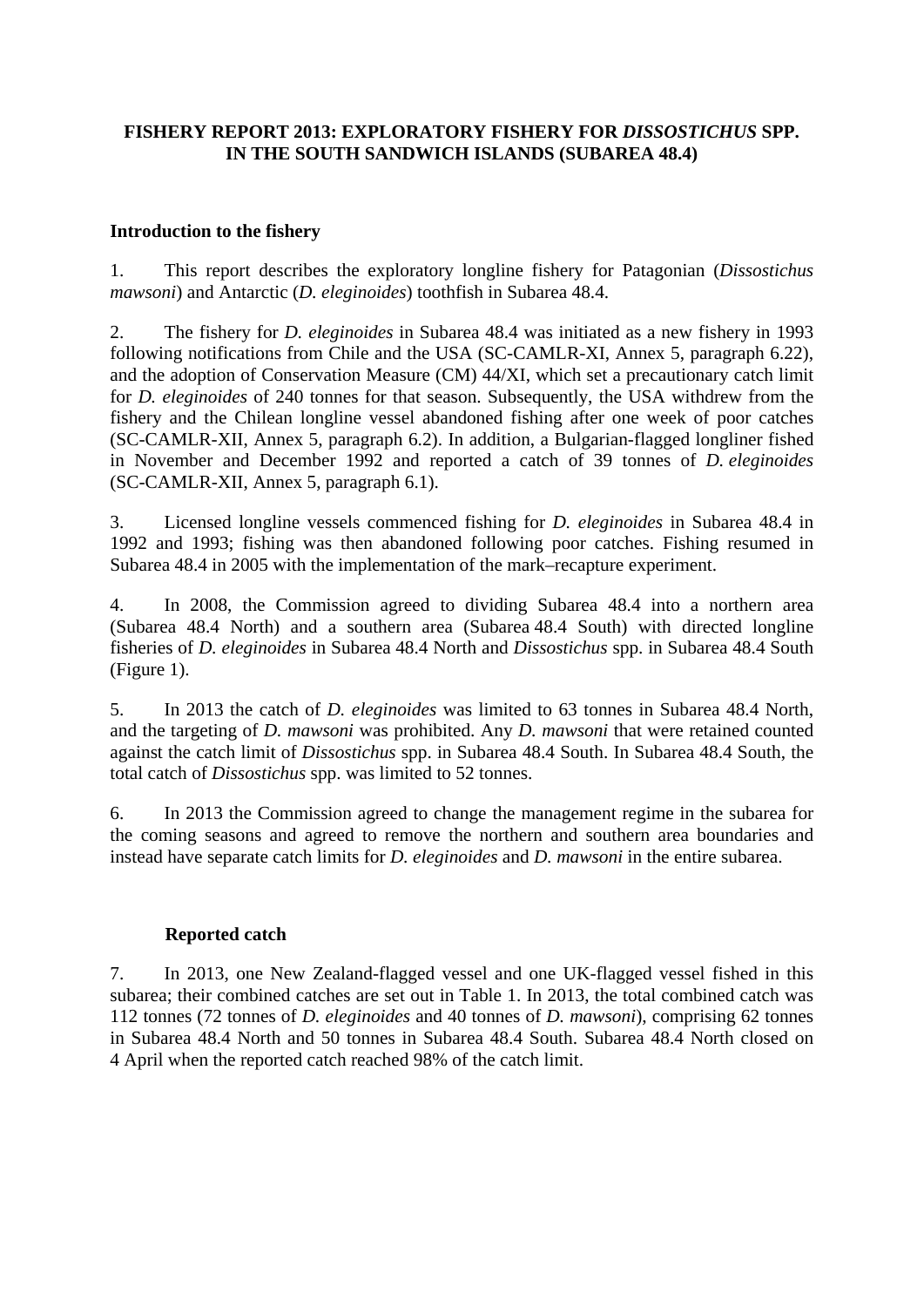# FISHERY REPORT 2013: EXPLORATORY FISHERY FOR *DISSOSTICHUS* SPP. IN THE SOUTH SANDWICH ISLANDS (SUBAREA 48.4)

## Introduction to the fishery

1. This report describes the exploratory longline fishery for Patagonian (*Dissostichus mawsoni*) and Antarctic (*D. eleginoides*) toothfish in Subarea 48.4.

2. The fishery for *D. eleginoides* in Subarea 48.4 was initiated as a new fishery in 1993 following notifications from Chile and the USA (SC-CAMLR-XI, Annex 5, paragraph 6.22), and the adoption of Conservation Measure (CM) 44/XI, which set a precautionary catch limit for *D. eleginoides* of 240 tonnes for that season. Subsequently, the USA withdrew from the fishery and the Chilean longline vessel abandoned fishing after one week of poor catches (SC-CAMLR-XII, Annex 5, paragraph 6.2). In addition, a Bulgarian-flagged longliner fished in November and December 1992 and reported a catch of 39 tonnes of *D. eleginoides* (SC-CAMLR-XII, Annex 5, paragraph 6.1).

3. Licensed longline vessels commenced fishing for *D. eleginoides* in Subarea 48.4 in 1992 and 1993; fishing was then abandoned following poor catches. Fishing resumed in Subarea 48.4 in 2005 with the implementation of the mark–recapture experiment.

4. In 2008, the Commission agreed to dividing Subarea 48.4 into a northern area (Subarea 48.4 North) and a southern area (Subarea 48.4 South) with directed longline fisheries of *D. eleginoides* in Subarea 48.4 North and *Dissostichus* spp. in Subarea 48.4 South (Figure 1).

5. In 2013 the catch of *D. eleginoides* was limited to 63 tonnes in Subarea 48.4 North, and the targeting of *D. mawsoni* was prohibited. Any *D. mawsoni* that were retained counted against the catch limit of *Dissostichus* spp. in Subarea 48.4 South. In Subarea 48.4 South, the total catch of *Dissostichus* spp. was limited to 52 tonnes.

6. In 2013 the Commission agreed to change the management regime in the subarea for the coming seasons and agreed to remove the northern and southern area boundaries and instead have separate catch limits for *D. eleginoides* and *D. mawsoni* in the entire subarea.

### Reported catch

7. In 2013, one New Zealand-flagged vessel and one UK-flagged vessel fished in this subarea; their combined catches are set out in Table 1. In 2013, the total combined catch was 112 tonnes (72 tonnes of *D. eleginoides* and 40 tonnes of *D. mawsoni*), comprising 62 tonnes in Subarea 48.4 North and 50 tonnes in Subarea 48.4 South. Subarea 48.4 North closed on 4 April when the reported catch reached 98% of the catch limit.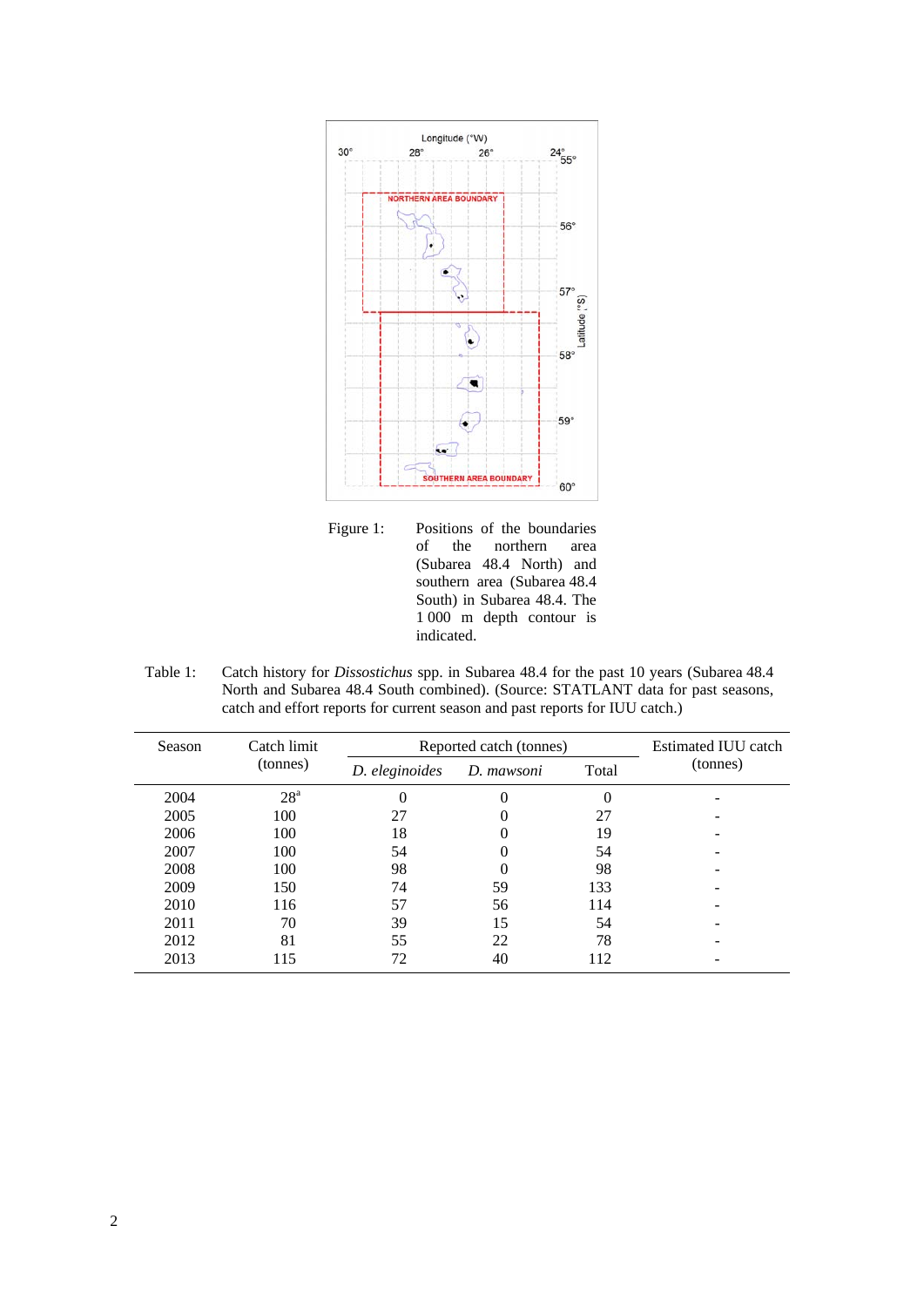Figure 1: Positions of the boundaries of the northern area (Subarea 48.4 North) and southern area (Subarea 48.4 South) in Subarea 48.4. The 1 000 m depth contour is indicated.

Table 1: Catch history for *Dissostichus* spp. in Subarea 48.4 for the past 10 years (Subarea 48.4 North and Subarea 48.4 South combined). (Source: STATLANT data for past seasons, catch and effort reports for current season and past reports for IUU catch.)

| Season | Catch limit (tonnes) | Reported catch (tonnes) | | | Estimated IUU catch (tonnes) |
|---|---|---|---|---|---|
| | | *D. eleginoides* | *D. mawsoni* | Total | |
| 2004 | 28[a] | 0 | 0 | 0 | - |
| 2005 | 100 | 27 | 0 | 27 | - |
| 2006 | 100 | 18 | 0 | 19 | - |
| 2007 | 100 | 54 | 0 | 54 | - |
| 2008 | 100 | 98 | 0 | 98 | - |
| 2009 | 150 | 74 | 59 | 133 | - |
| 2010 | 116 | 57 | 56 | 114 | - |
| 2011 | 70 | 39 | 15 | 54 | - |
| 2012 | 81 | 55 | 22 | 78 | - |
| 2013 | 115 | 72 | 40 | 112 | - |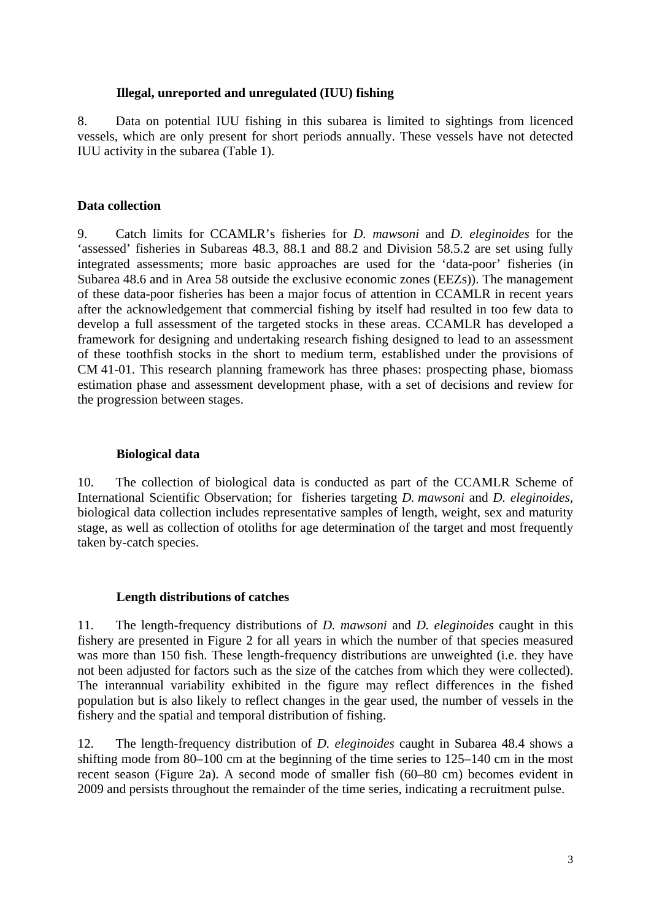### Illegal, unreported and unregulated (IUU) fishing

8. Data on potential IUU fishing in this subarea is limited to sightings from licenced vessels, which are only present for short periods annually. These vessels have not detected IUU activity in the subarea (Table 1).

## Data collection

9. Catch limits for CCAMLR's fisheries for *D. mawsoni* and *D. eleginoides* for the 'assessed' fisheries in Subareas 48.3, 88.1 and 88.2 and Division 58.5.2 are set using fully integrated assessments; more basic approaches are used for the 'data-poor' fisheries (in Subarea 48.6 and in Area 58 outside the exclusive economic zones (EEZs)). The management of these data-poor fisheries has been a major focus of attention in CCAMLR in recent years after the acknowledgement that commercial fishing by itself had resulted in too few data to develop a full assessment of the targeted stocks in these areas. CCAMLR has developed a framework for designing and undertaking research fishing designed to lead to an assessment of these toothfish stocks in the short to medium term, established under the provisions of CM 41-01. This research planning framework has three phases: prospecting phase, biomass estimation phase and assessment development phase, with a set of decisions and review for the progression between stages.

### Biological data

10. The collection of biological data is conducted as part of the CCAMLR Scheme of International Scientific Observation; for fisheries targeting *D. mawsoni* and *D. eleginoides*, biological data collection includes representative samples of length, weight, sex and maturity stage, as well as collection of otoliths for age determination of the target and most frequently taken by-catch species.

### Length distributions of catches

11. The length-frequency distributions of *D. mawsoni* and *D. eleginoides* caught in this fishery are presented in Figure 2 for all years in which the number of that species measured was more than 150 fish. These length-frequency distributions are unweighted (i.e. they have not been adjusted for factors such as the size of the catches from which they were collected). The interannual variability exhibited in the figure may reflect differences in the fished population but is also likely to reflect changes in the gear used, the number of vessels in the fishery and the spatial and temporal distribution of fishing.

12. The length-frequency distribution of *D. eleginoides* caught in Subarea 48.4 shows a shifting mode from 80–100 cm at the beginning of the time series to 125–140 cm in the most recent season (Figure 2a). A second mode of smaller fish (60–80 cm) becomes evident in 2009 and persists throughout the remainder of the time series, indicating a recruitment pulse.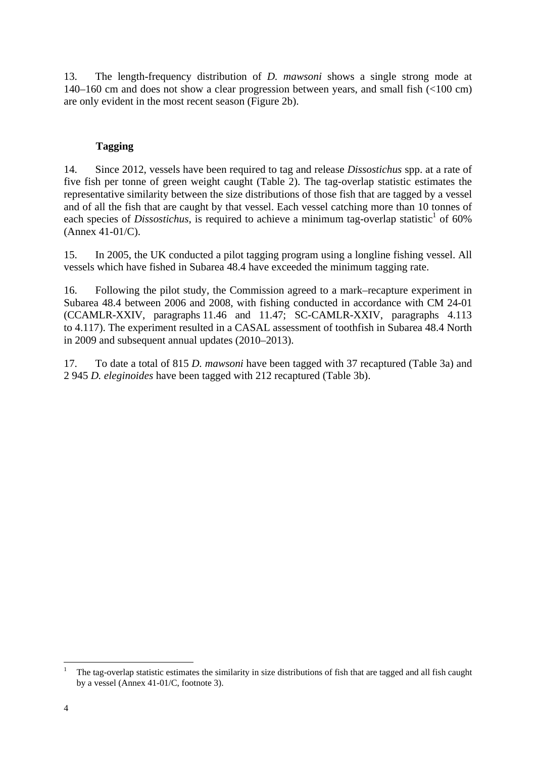13. The length-frequency distribution of *D. mawsoni* shows a single strong mode at 140–160 cm and does not show a clear progression between years, and small fish (<100 cm) are only evident in the most recent season (Figure 2b).

### Tagging

14. Since 2012, vessels have been required to tag and release *Dissostichus* spp. at a rate of five fish per tonne of green weight caught (Table 2). The tag-overlap statistic estimates the representative similarity between the size distributions of those fish that are tagged by a vessel and of all the fish that are caught by that vessel. Each vessel catching more than 10 tonnes of each species of *Dissostichus*, is required to achieve a minimum tag-overlap statistic[1] of 60% (Annex 41-01/C).

15. In 2005, the UK conducted a pilot tagging program using a longline fishing vessel. All vessels which have fished in Subarea 48.4 have exceeded the minimum tagging rate.

16. Following the pilot study, the Commission agreed to a mark–recapture experiment in Subarea 48.4 between 2006 and 2008, with fishing conducted in accordance with CM 24-01 (CCAMLR-XXIV, paragraphs 11.46 and 11.47; SC-CAMLR-XXIV, paragraphs 4.113 to 4.117). The experiment resulted in a CASAL assessment of toothfish in Subarea 48.4 North in 2009 and subsequent annual updates (2010–2013).

17. To date a total of 815 *D. mawsoni* have been tagged with 37 recaptured (Table 3a) and 2 945 *D. eleginoides* have been tagged with 212 recaptured (Table 3b).

---

[1] The tag-overlap statistic estimates the similarity in size distributions of fish that are tagged and all fish caught by a vessel (Annex 41-01/C, footnote 3).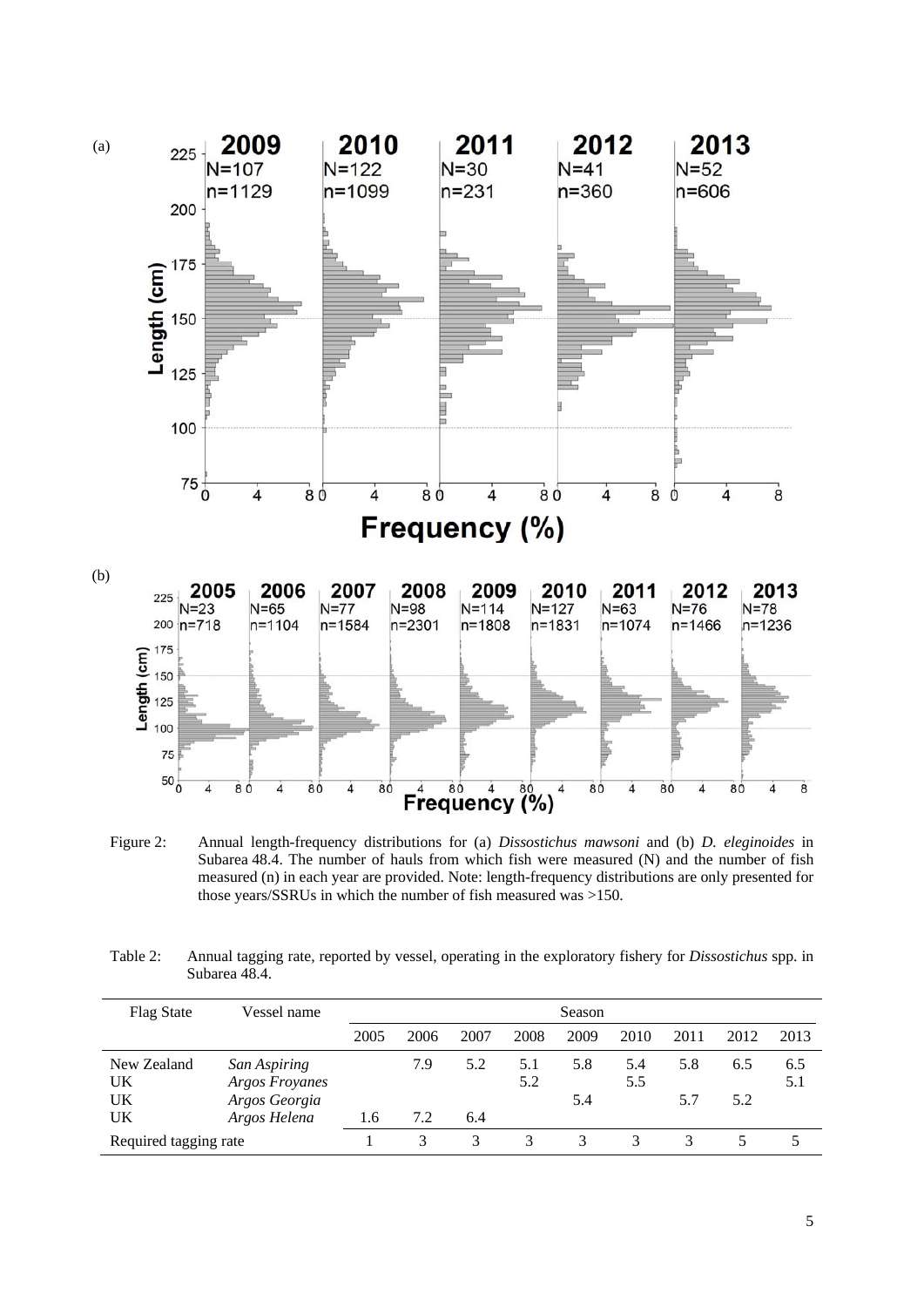(a)

(b)

Figure 2: Annual length-frequency distributions for (a) *Dissostichus mawsoni* and (b) *D. eleginoides* in Subarea 48.4. The number of hauls from which fish were measured (N) and the number of fish measured (n) in each year are provided. Note: length-frequency distributions are only presented for those years/SSRUs in which the number of fish measured was >150.

Table 2: Annual tagging rate, reported by vessel, operating in the exploratory fishery for *Dissostichus* spp. in Subarea 48.4.

| Flag State | Vessel name | Season | | | | | | | | |
|---|---|---|---|---|---|---|---|---|---|---|
| | | 2005 | 2006 | 2007 | 2008 | 2009 | 2010 | 2011 | 2012 | 2013 |
| New Zealand | *San Aspiring* | | 7.9 | 5.2 | 5.1 | 5.8 | 5.4 | 5.8 | 6.5 | 6.5 |
| UK | *Argos Froyanes* | | | | 5.2 | | 5.5 | | | 5.1 |
| UK | *Argos Georgia* | | | | | 5.4 | | 5.7 | 5.2 | |
| UK | *Argos Helena* | 1.6 | 7.2 | 6.4 | | | | | | |
| Required tagging rate | | 1 | 3 | 3 | 3 | 3 | 3 | 3 | 5 | 5 |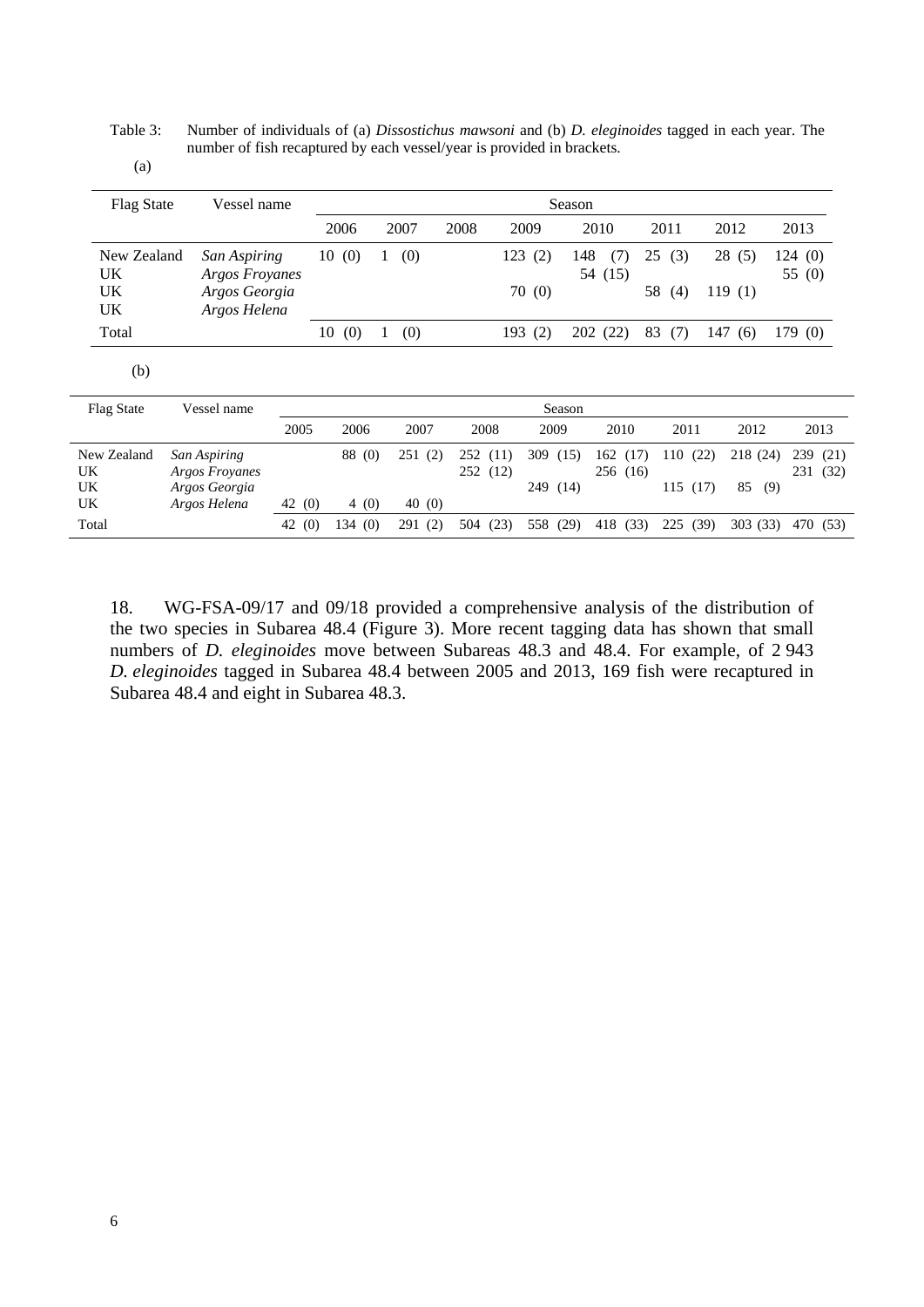Table 3: Number of individuals of (a) *Dissostichus mawsoni* and (b) *D. eleginoides* tagged in each year. The number of fish recaptured by each vessel/year is provided in brackets.

(a)

| Flag State | Vessel name | Season | | | | | | | |
|---|---|---|---|---|---|---|---|---|---|
| | | 2006 | 2007 | 2008 | 2009 | 2010 | 2011 | 2012 | 2013 |
| New Zealand | *San Aspiring* | 10 (0) | 1 (0) | | 123 (2) | 148 (7) | 25 (3) | 28 (5) | 124 (0) |
| UK | *Argos Froyanes* | | | | | 54 (15) | | | 55 (0) |
| UK | *Argos Georgia* | | | | 70 (0) | | 58 (4) | 119 (1) | |
| UK | *Argos Helena* | | | | | | | | |
| Total | | 10 (0) | 1 (0) | | 193 (2) | 202 (22) | 83 (7) | 147 (6) | 179 (0) |

(b)

| Flag State | Vessel name | Season | | | | | | | | |
|---|---|---|---|---|---|---|---|---|---|---|
| | | 2005 | 2006 | 2007 | 2008 | 2009 | 2010 | 2011 | 2012 | 2013 |
| New Zealand | *San Aspiring* | | 88 (0) | 251 (2) | 252 (11) | 309 (15) | 162 (17) | 110 (22) | 218 (24) | 239 (21) |
| UK | *Argos Froyanes* | | | | 252 (12) | | 256 (16) | | | 231 (32) |
| UK | *Argos Georgia* | | | | | 249 (14) | | 115 (17) | 85 (9) | |
| UK | *Argos Helena* | 42 (0) | 4 (0) | 40 (0) | | | | | | |
| Total | | 42 (0) | 134 (0) | 291 (2) | 504 (23) | 558 (29) | 418 (33) | 225 (39) | 303 (33) | 470 (53) |

18. WG-FSA-09/17 and 09/18 provided a comprehensive analysis of the distribution of the two species in Subarea 48.4 (Figure 3). More recent tagging data has shown that small numbers of *D. eleginoides* move between Subareas 48.3 and 48.4. For example, of 2 943 *D. eleginoides* tagged in Subarea 48.4 between 2005 and 2013, 169 fish were recaptured in Subarea 48.4 and eight in Subarea 48.3.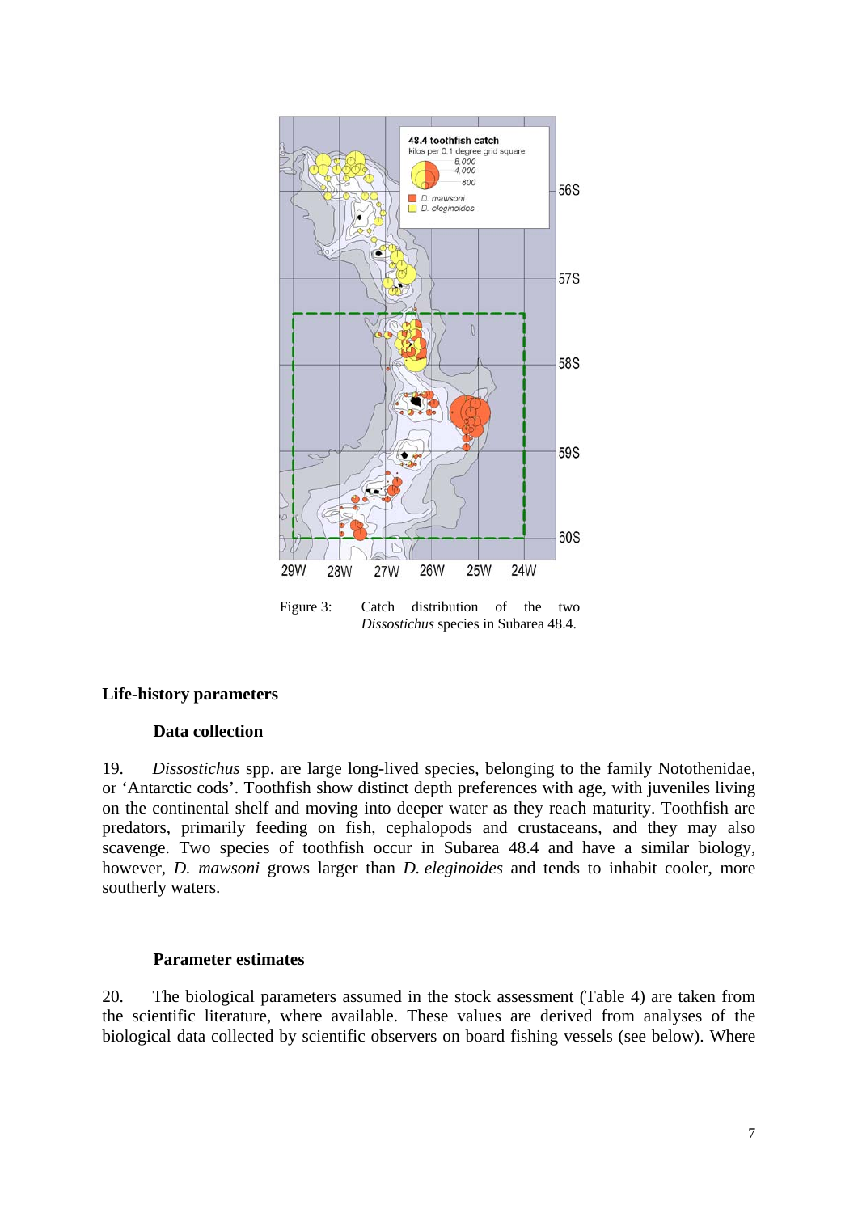Figure 3: Catch distribution of the two *Dissostichus* species in Subarea 48.4.

## Life-history parameters

### Data collection

19. *Dissostichus* spp. are large long-lived species, belonging to the family Notothenidae, or 'Antarctic cods'. Toothfish show distinct depth preferences with age, with juveniles living on the continental shelf and moving into deeper water as they reach maturity. Toothfish are predators, primarily feeding on fish, cephalopods and crustaceans, and they may also scavenge. Two species of toothfish occur in Subarea 48.4 and have a similar biology, however, *D. mawsoni* grows larger than *D. eleginoides* and tends to inhabit cooler, more southerly waters.

### Parameter estimates

20. The biological parameters assumed in the stock assessment (Table 4) are taken from the scientific literature, where available. These values are derived from analyses of the biological data collected by scientific observers on board fishing vessels (see below). Where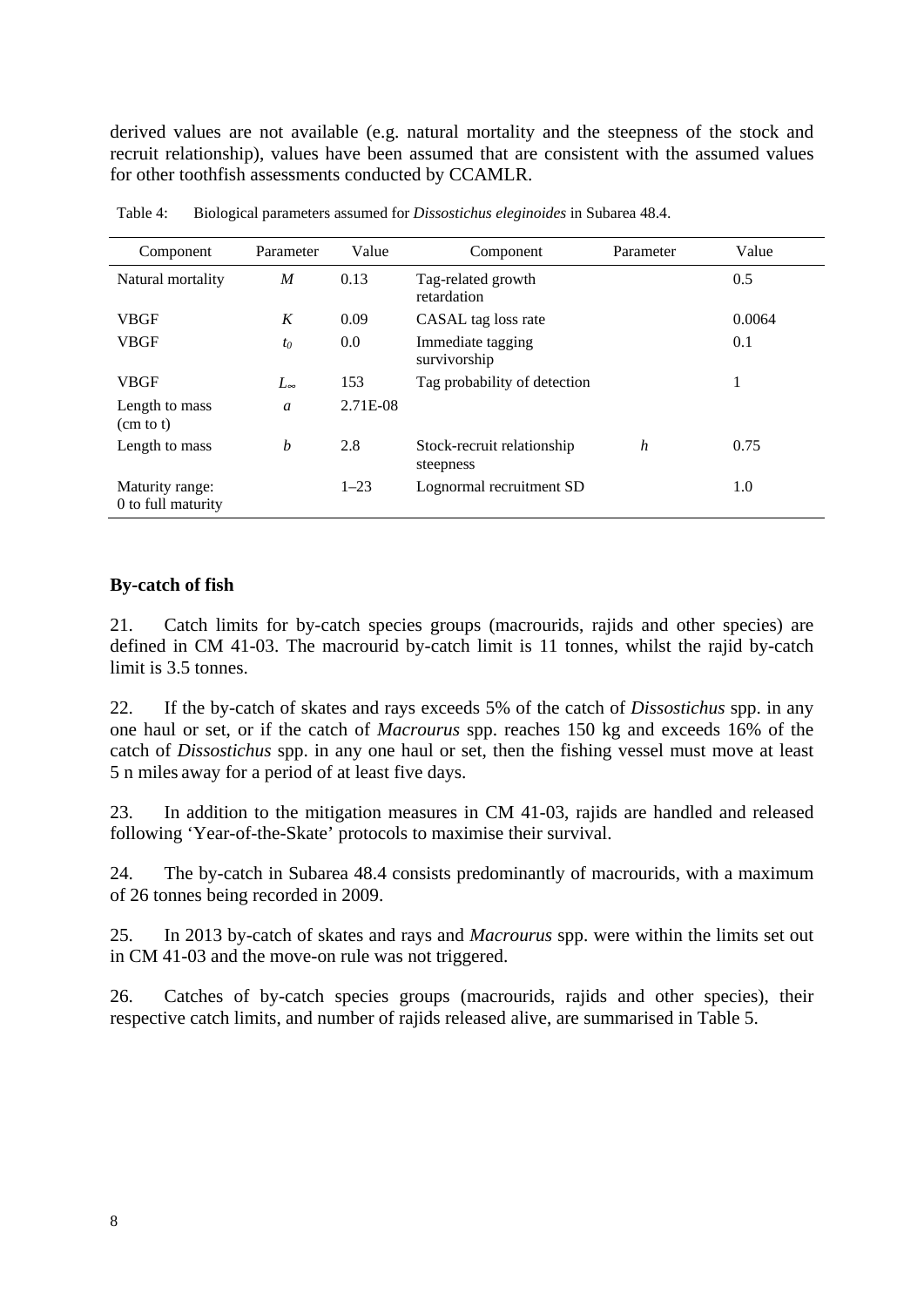derived values are not available (e.g. natural mortality and the steepness of the stock and recruit relationship), values have been assumed that are consistent with the assumed values for other toothfish assessments conducted by CCAMLR.

Table 4: Biological parameters assumed for *Dissostichus eleginoides* in Subarea 48.4.

| Component | Parameter | Value | Component | Parameter | Value |
|---|---|---|---|---|---|
| Natural mortality | $M$ | 0.13 | Tag-related growth retardation | | 0.5 |
| VBGF | $K$ | 0.09 | CASAL tag loss rate | | 0.0064 |
| VBGF | $t_0$ | 0.0 | Immediate tagging survivorship | | 0.1 |
| VBGF | $L_\infty$ | 153 | Tag probability of detection | | 1 |
| Length to mass (cm to t) | $a$ | 2.71E-08 | | | |
| Length to mass | $b$ | 2.8 | Stock-recruit relationship steepness | $h$ | 0.75 |
| Maturity range: 0 to full maturity | | 1–23 | Lognormal recruitment SD | | 1.0 |

**By-catch of fish**

21. Catch limits for by-catch species groups (macrourids, rajids and other species) are defined in CM 41-03. The macrourid by-catch limit is 11 tonnes, whilst the rajid by-catch limit is 3.5 tonnes.

22. If the by-catch of skates and rays exceeds 5% of the catch of *Dissostichus* spp. in any one haul or set, or if the catch of *Macrourus* spp. reaches 150 kg and exceeds 16% of the catch of *Dissostichus* spp. in any one haul or set, then the fishing vessel must move at least 5 n miles away for a period of at least five days.

23. In addition to the mitigation measures in CM 41-03, rajids are handled and released following 'Year-of-the-Skate' protocols to maximise their survival.

24. The by-catch in Subarea 48.4 consists predominantly of macrourids, with a maximum of 26 tonnes being recorded in 2009.

25. In 2013 by-catch of skates and rays and *Macrourus* spp. were within the limits set out in CM 41-03 and the move-on rule was not triggered.

26. Catches of by-catch species groups (macrourids, rajids and other species), their respective catch limits, and number of rajids released alive, are summarised in Table 5.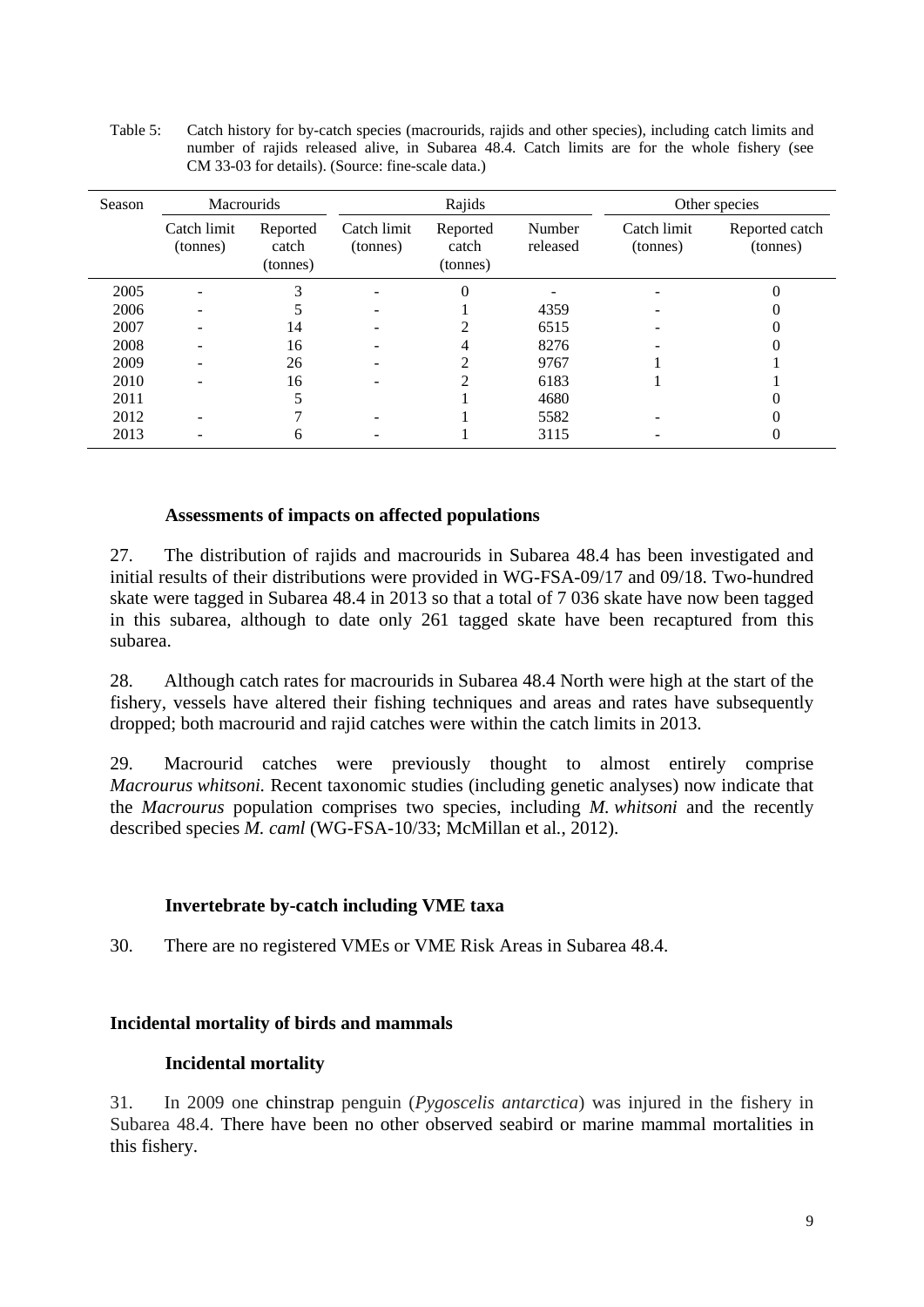Table 5: Catch history for by-catch species (macrourids, rajids and other species), including catch limits and number of rajids released alive, in Subarea 48.4. Catch limits are for the whole fishery (see CM 33-03 for details). (Source: fine-scale data.)

| Season | Macrourids | | Rajids | | | Other species | |
|---|---|---|---|---|---|---|---|
| | Catch limit (tonnes) | Reported catch (tonnes) | Catch limit (tonnes) | Reported catch (tonnes) | Number released | Catch limit (tonnes) | Reported catch (tonnes) |
| 2005 | - | 3 | - | 0 | - | - | 0 |
| 2006 | - | 5 | - | 1 | 4359 | - | 0 |
| 2007 | - | 14 | - | 2 | 6515 | - | 0 |
| 2008 | - | 16 | - | 4 | 8276 | - | 0 |
| 2009 | - | 26 | - | 2 | 9767 | 1 | 1 |
| 2010 | - | 16 | - | 2 | 6183 | 1 | 1 |
| 2011 | | 5 | | 1 | 4680 | | 0 |
| 2012 | - | 7 | - | 1 | 5582 | - | 0 |
| 2013 | - | 6 | - | 1 | 3115 | - | 0 |

### Assessments of impacts on affected populations

27. The distribution of rajids and macrourids in Subarea 48.4 has been investigated and initial results of their distributions were provided in WG-FSA-09/17 and 09/18. Two-hundred skate were tagged in Subarea 48.4 in 2013 so that a total of 7 036 skate have now been tagged in this subarea, although to date only 261 tagged skate have been recaptured from this subarea.

28. Although catch rates for macrourids in Subarea 48.4 North were high at the start of the fishery, vessels have altered their fishing techniques and areas and rates have subsequently dropped; both macrourid and rajid catches were within the catch limits in 2013.

29. Macrourid catches were previously thought to almost entirely comprise *Macrourus whitsoni.* Recent taxonomic studies (including genetic analyses) now indicate that the *Macrourus* population comprises two species, including *M. whitsoni* and the recently described species *M. caml* (WG-FSA-10/33; McMillan et al., 2012).

### Invertebrate by-catch including VME taxa

30. There are no registered VMEs or VME Risk Areas in Subarea 48.4.

## Incidental mortality of birds and mammals

### Incidental mortality

31. In 2009 one chinstrap penguin (*Pygoscelis antarctica*) was injured in the fishery in Subarea 48.4. There have been no other observed seabird or marine mammal mortalities in this fishery.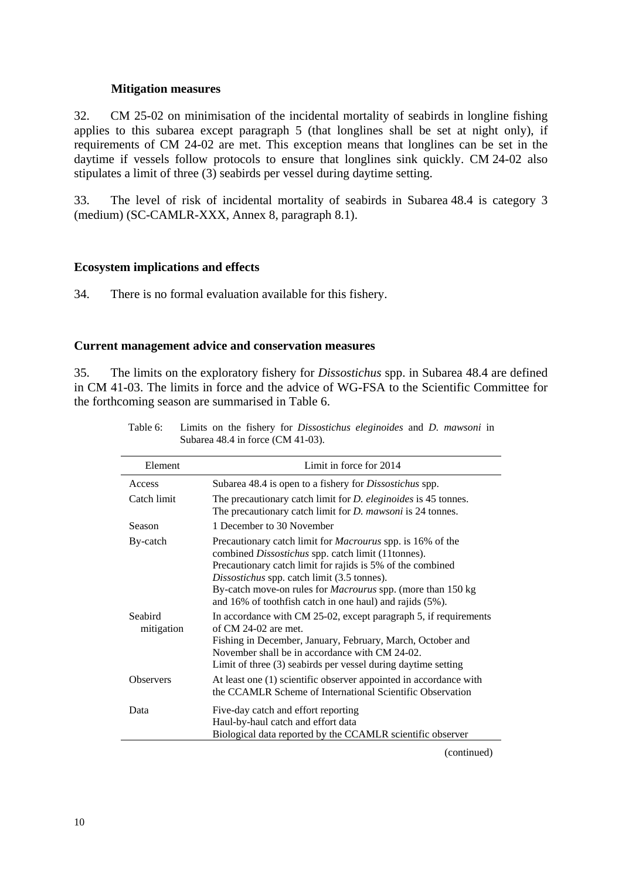### Mitigation measures

32. CM 25-02 on minimisation of the incidental mortality of seabirds in longline fishing applies to this subarea except paragraph 5 (that longlines shall be set at night only), if requirements of CM 24-02 are met. This exception means that longlines can be set in the daytime if vessels follow protocols to ensure that longlines sink quickly. CM 24-02 also stipulates a limit of three (3) seabirds per vessel during daytime setting.

33. The level of risk of incidental mortality of seabirds in Subarea 48.4 is category 3 (medium) (SC-CAMLR-XXX, Annex 8, paragraph 8.1).

## Ecosystem implications and effects

34. There is no formal evaluation available for this fishery.

## Current management advice and conservation measures

35. The limits on the exploratory fishery for *Dissostichus* spp. in Subarea 48.4 are defined in CM 41-03. The limits in force and the advice of WG-FSA to the Scientific Committee for the forthcoming season are summarised in Table 6.

Table 6: Limits on the fishery for *Dissostichus eleginoides* and *D. mawsoni* in Subarea 48.4 in force (CM 41-03).

| Element | Limit in force for 2014 |
|---|---|
| Access | Subarea 48.4 is open to a fishery for *Dissostichus* spp. |
| Catch limit | The precautionary catch limit for *D. eleginoides* is 45 tonnes.<br>The precautionary catch limit for *D. mawsoni* is 24 tonnes. |
| Season | 1 December to 30 November |
| By-catch | Precautionary catch limit for *Macrourus* spp. is 16% of the combined *Dissostichus* spp. catch limit (11tonnes).<br>Precautionary catch limit for rajids is 5% of the combined *Dissostichus* spp. catch limit (3.5 tonnes).<br>By-catch move-on rules for *Macrourus* spp. (more than 150 kg and 16% of toothfish catch in one haul) and rajids (5%). |
| Seabird mitigation | In accordance with CM 25-02, except paragraph 5, if requirements of CM 24-02 are met.<br>Fishing in December, January, February, March, October and November shall be in accordance with CM 24-02.<br>Limit of three (3) seabirds per vessel during daytime setting |
| Observers | At least one (1) scientific observer appointed in accordance with the CCAMLR Scheme of International Scientific Observation |
| Data | Five-day catch and effort reporting<br>Haul-by-haul catch and effort data<br>Biological data reported by the CCAMLR scientific observer |

(continued)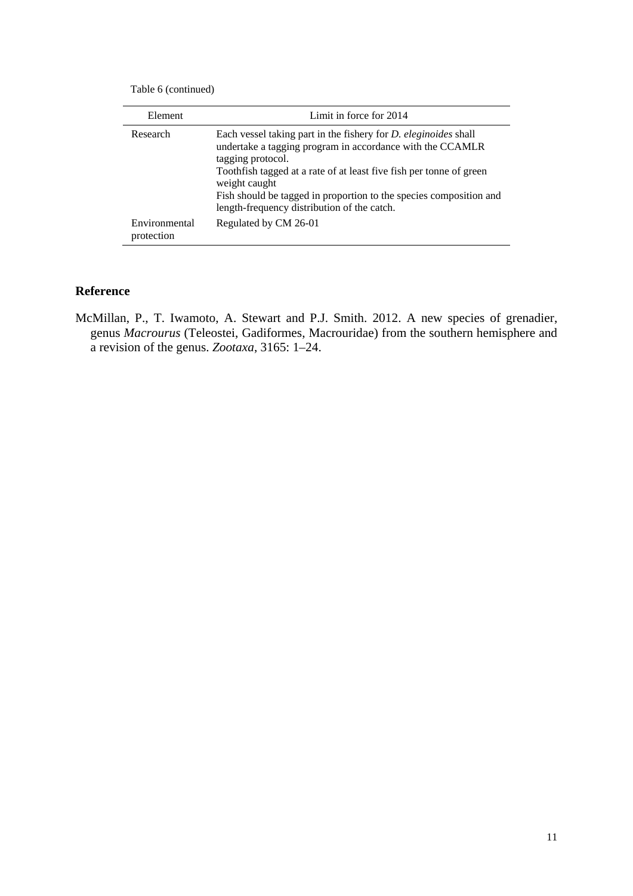Table 6 (continued)

| Element | Limit in force for 2014 |
|---|---|
| Research | Each vessel taking part in the fishery for *D. eleginoides* shall undertake a tagging program in accordance with the CCAMLR tagging protocol.<br>Toothfish tagged at a rate of at least five fish per tonne of green weight caught<br>Fish should be tagged in proportion to the species composition and length-frequency distribution of the catch. |
| Environmental protection | Regulated by CM 26-01 |

## Reference

McMillan, P., T. Iwamoto, A. Stewart and P.J. Smith. 2012. A new species of grenadier, genus *Macrourus* (Teleostei, Gadiformes, Macrouridae) from the southern hemisphere and a revision of the genus. *Zootaxa*, 3165: 1–24.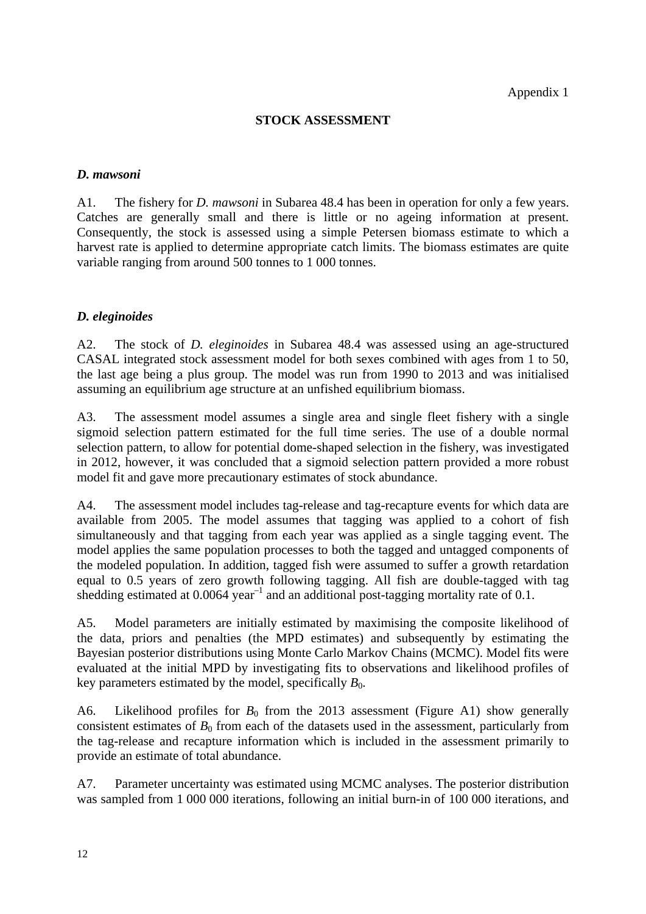Appendix 1

## STOCK ASSESSMENT

### *D. mawsoni*

A1. The fishery for *D. mawsoni* in Subarea 48.4 has been in operation for only a few years. Catches are generally small and there is little or no ageing information at present. Consequently, the stock is assessed using a simple Petersen biomass estimate to which a harvest rate is applied to determine appropriate catch limits. The biomass estimates are quite variable ranging from around 500 tonnes to 1 000 tonnes.

### *D. eleginoides*

A2. The stock of *D. eleginoides* in Subarea 48.4 was assessed using an age-structured CASAL integrated stock assessment model for both sexes combined with ages from 1 to 50, the last age being a plus group. The model was run from 1990 to 2013 and was initialised assuming an equilibrium age structure at an unfished equilibrium biomass.

A3. The assessment model assumes a single area and single fleet fishery with a single sigmoid selection pattern estimated for the full time series. The use of a double normal selection pattern, to allow for potential dome-shaped selection in the fishery, was investigated in 2012, however, it was concluded that a sigmoid selection pattern provided a more robust model fit and gave more precautionary estimates of stock abundance.

A4. The assessment model includes tag-release and tag-recapture events for which data are available from 2005. The model assumes that tagging was applied to a cohort of fish simultaneously and that tagging from each year was applied as a single tagging event. The model applies the same population processes to both the tagged and untagged components of the modeled population. In addition, tagged fish were assumed to suffer a growth retardation equal to 0.5 years of zero growth following tagging. All fish are double-tagged with tag shedding estimated at 0.0064 year$^{-1}$ and an additional post-tagging mortality rate of 0.1.

A5. Model parameters are initially estimated by maximising the composite likelihood of the data, priors and penalties (the MPD estimates) and subsequently by estimating the Bayesian posterior distributions using Monte Carlo Markov Chains (MCMC). Model fits were evaluated at the initial MPD by investigating fits to observations and likelihood profiles of key parameters estimated by the model, specifically $B_0$.

A6. Likelihood profiles for $B_0$ from the 2013 assessment (Figure A1) show generally consistent estimates of $B_0$ from each of the datasets used in the assessment, particularly from the tag-release and recapture information which is included in the assessment primarily to provide an estimate of total abundance.

A7. Parameter uncertainty was estimated using MCMC analyses. The posterior distribution was sampled from 1 000 000 iterations, following an initial burn-in of 100 000 iterations, and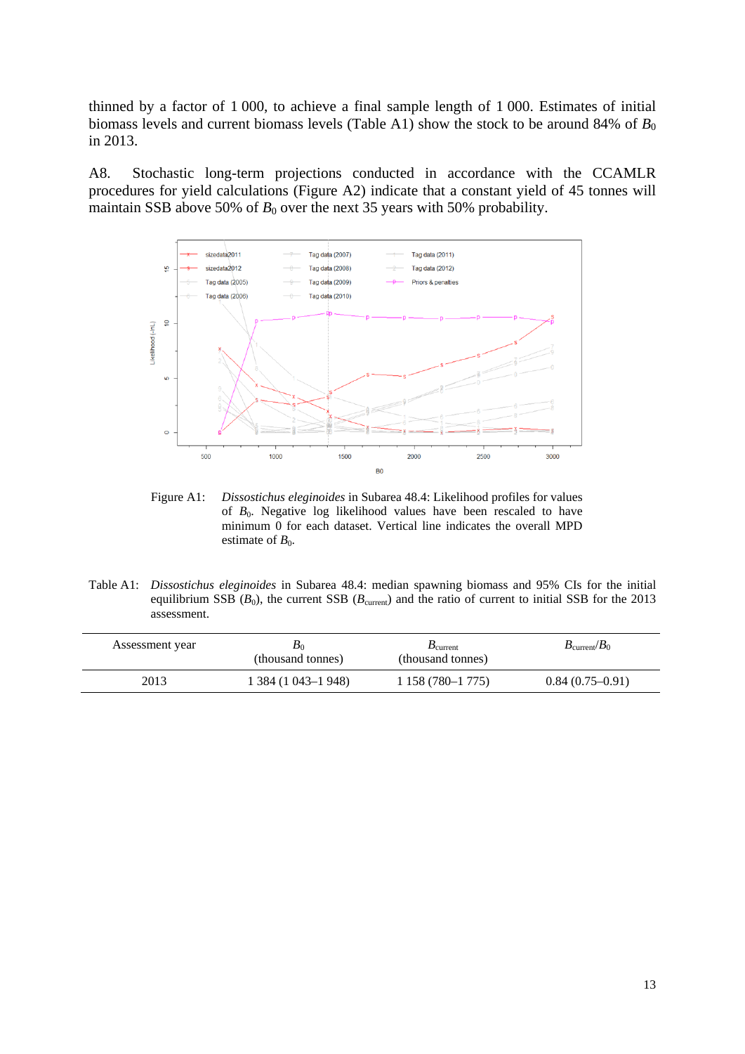thinned by a factor of 1 000, to achieve a final sample length of 1 000. Estimates of initial biomass levels and current biomass levels (Table A1) show the stock to be around 84% of $B_0$ in 2013.

A8. Stochastic long-term projections conducted in accordance with the CCAMLR procedures for yield calculations (Figure A2) indicate that a constant yield of 45 tonnes will maintain SSB above 50% of $B_0$ over the next 35 years with 50% probability.

Figure A1: *Dissostichus eleginoides* in Subarea 48.4: Likelihood profiles for values of $B_0$. Negative log likelihood values have been rescaled to have minimum 0 for each dataset. Vertical line indicates the overall MPD estimate of $B_0$.

Table A1: *Dissostichus eleginoides* in Subarea 48.4: median spawning biomass and 95% CIs for the initial equilibrium SSB ($B_0$), the current SSB ($B_{current}$) and the ratio of current to initial SSB for the 2013 assessment.

| Assessment year | $B_0$ (thousand tonnes) | $B_{current}$ (thousand tonnes) | $B_{current}/B_0$ |
|---|---|---|---|
| 2013 | 1 384 (1 043–1 948) | 1 158 (780–1 775) | 0.84 (0.75–0.91) |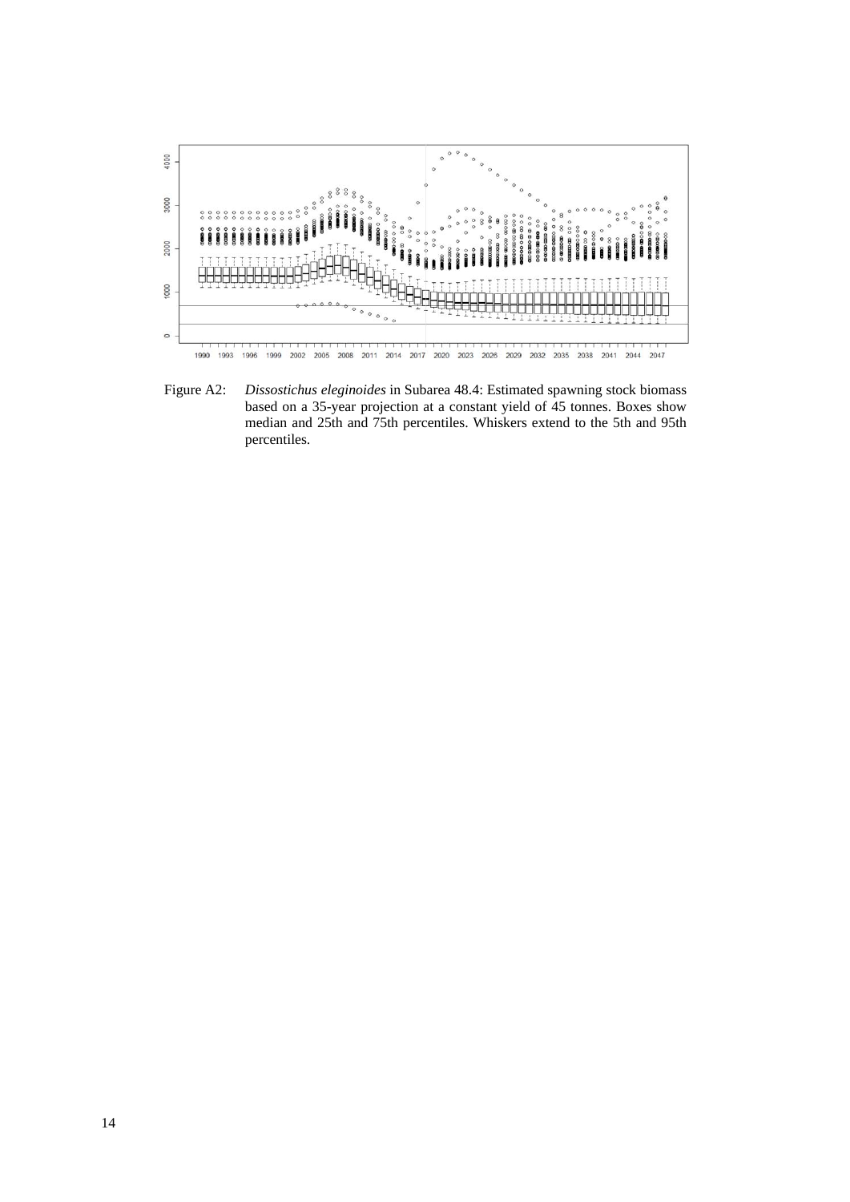4000

3000

2000

1000

0

1990 1993 1996 1999 2002 2005 2008 2011 2014 2017 2020 2023 2026 2029 2032 2035 2038 2041 2044 2047

Figure A2: *Dissostichus eleginoides* in Subarea 48.4: Estimated spawning stock biomass based on a 35-year projection at a constant yield of 45 tonnes. Boxes show median and 25th and 75th percentiles. Whiskers extend to the 5th and 95th percentiles.